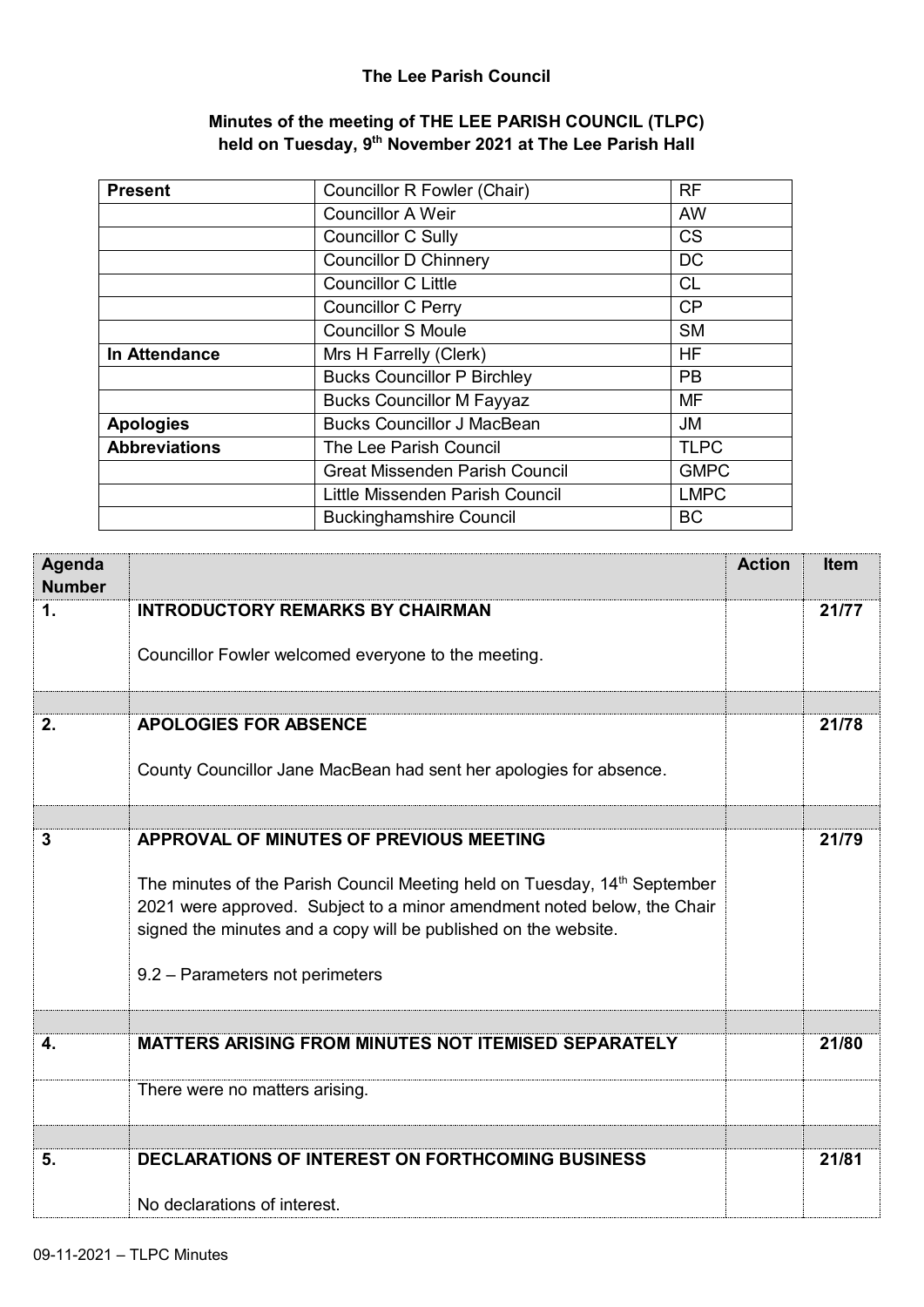**The Lee Parish Council**

**Minutes of the meeting of THE LEE PARISH COUNCIL (TLPC) held on Tuesday, 9th November 2021 at The Lee Parish Hall**

| **Present** | Councillor R Fowler (Chair) | RF |
|---|---|---|
| | Councillor A Weir | AW |
| | Councillor C Sully | CS |
| | Councillor D Chinnery | DC |
| | Councillor C Little | CL |
| | Councillor C Perry | CP |
| | Councillor S Moule | SM |
| **In Attendance** | Mrs H Farrelly (Clerk) | HF |
| | Bucks Councillor P Birchley | PB |
| | Bucks Councillor M Fayyaz | MF |
| **Apologies** | Bucks Councillor J MacBean | JM |
| **Abbreviations** | The Lee Parish Council | TLPC |
| | Great Missenden Parish Council | GMPC |
| | Little Missenden Parish Council | LMPC |
| | Buckinghamshire Council | BC |

| Agenda Number | | Action | Item |
|---|---|---|---|
| **1.** | **INTRODUCTORY REMARKS BY CHAIRMAN**<br><br>Councillor Fowler welcomed everyone to the meeting. | | **21/77** |
| | | | |
| **2.** | **APOLOGIES FOR ABSENCE**<br><br>County Councillor Jane MacBean had sent her apologies for absence. | | **21/78** |
| | | | |
| **3** | **APPROVAL OF MINUTES OF PREVIOUS MEETING**<br><br>The minutes of the Parish Council Meeting held on Tuesday, 14th September 2021 were approved. Subject to a minor amendment noted below, the Chair signed the minutes and a copy will be published on the website.<br><br>9.2 – Parameters not perimeters | | **21/79** |
| | | | |
| **4.** | **MATTERS ARISING FROM MINUTES NOT ITEMISED SEPARATELY** | | **21/80** |
| | There were no matters arising. | | |
| | | | |
| **5.** | **DECLARATIONS OF INTEREST ON FORTHCOMING BUSINESS**<br><br>No declarations of interest. | | **21/81** |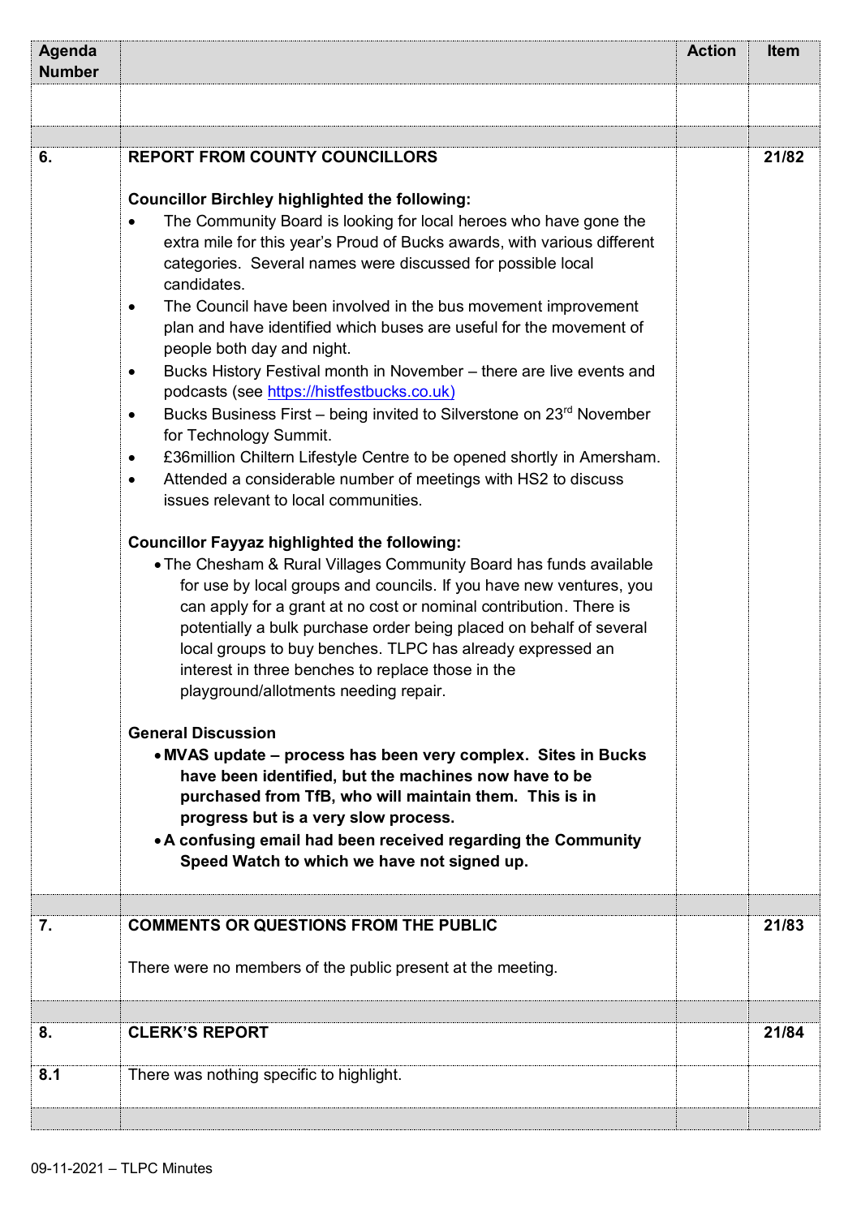| Agenda Number | | Action | Item |
|---|---|---|---|
| | | | |
| | | | |
| **6.** | **REPORT FROM COUNTY COUNCILLORS**<br><br>**Councillor Birchley highlighted the following:**<br>• The Community Board is looking for local heroes who have gone the extra mile for this year's Proud of Bucks awards, with various different categories. Several names were discussed for possible local candidates.<br>• The Council have been involved in the bus movement improvement plan and have identified which buses are useful for the movement of people both day and night.<br>• Bucks History Festival month in November – there are live events and podcasts (see https://histfestbucks.co.uk)<br>• Bucks Business First – being invited to Silverstone on 23rd November for Technology Summit.<br>• £36million Chiltern Lifestyle Centre to be opened shortly in Amersham.<br>• Attended a considerable number of meetings with HS2 to discuss issues relevant to local communities.<br><br>**Councillor Fayyaz highlighted the following:**<br>• The Chesham & Rural Villages Community Board has funds available for use by local groups and councils. If you have new ventures, you can apply for a grant at no cost or nominal contribution. There is potentially a bulk purchase order being placed on behalf of several local groups to buy benches. TLPC has already expressed an interest in three benches to replace those in the playground/allotments needing repair.<br><br>**General Discussion**<br>• **MVAS update – process has been very complex. Sites in Bucks have been identified, but the machines now have to be purchased from TfB, who will maintain them. This is in progress but is a very slow process.**<br>• **A confusing email had been received regarding the Community Speed Watch to which we have not signed up.** | | **21/82** |
| | | | |
| **7.** | **COMMENTS OR QUESTIONS FROM THE PUBLIC**<br><br>There were no members of the public present at the meeting. | | **21/83** |
| | | | |
| **8.** | **CLERK'S REPORT** | | **21/84** |
| **8.1** | There was nothing specific to highlight. | | |
| | | | |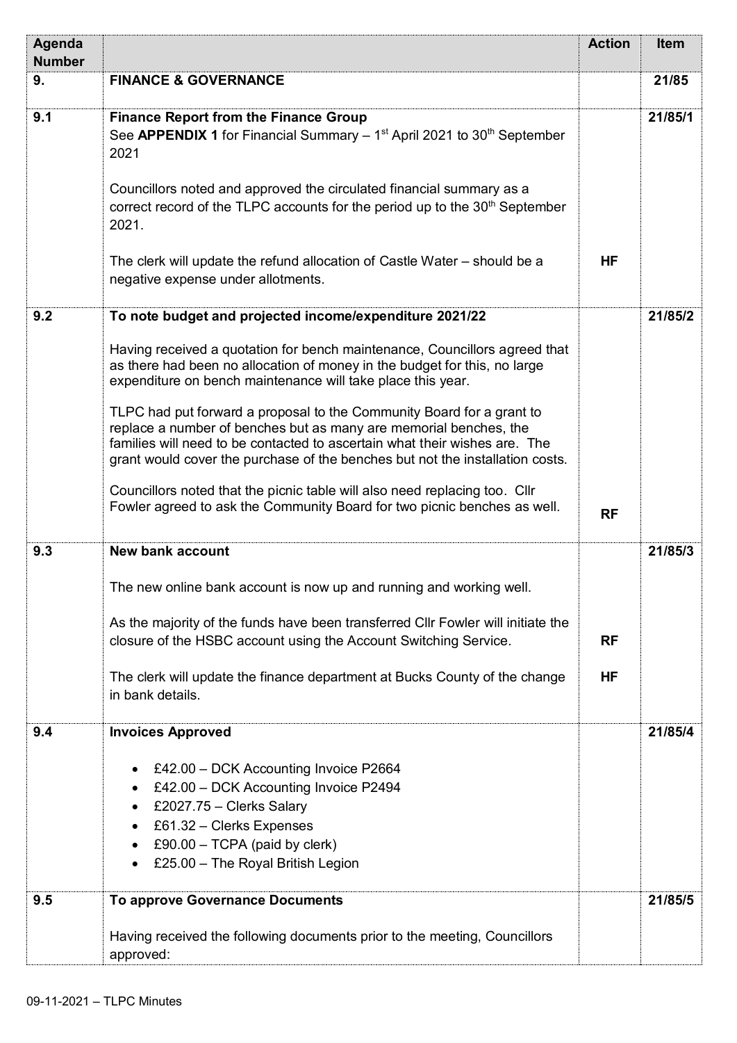| Agenda Number | | Action | Item |
|---|---|---|---|
| 9. | **FINANCE & GOVERNANCE** | | 21/85 |
| 9.1 | **Finance Report from the Finance Group**<br>See **APPENDIX 1** for Financial Summary – 1st April 2021 to 30th September 2021<br><br>Councillors noted and approved the circulated financial summary as a correct record of the TLPC accounts for the period up to the 30th September 2021.<br><br>The clerk will update the refund allocation of Castle Water – should be a negative expense under allotments. | **HF** | 21/85/1 |
| 9.2 | **To note budget and projected income/expenditure 2021/22**<br><br>Having received a quotation for bench maintenance, Councillors agreed that as there had been no allocation of money in the budget for this, no large expenditure on bench maintenance will take place this year.<br><br>TLPC had put forward a proposal to the Community Board for a grant to replace a number of benches but as many are memorial benches, the families will need to be contacted to ascertain what their wishes are. The grant would cover the purchase of the benches but not the installation costs.<br><br>Councillors noted that the picnic table will also need replacing too. Cllr Fowler agreed to ask the Community Board for two picnic benches as well. | **RF** | 21/85/2 |
| 9.3 | **New bank account**<br><br>The new online bank account is now up and running and working well.<br><br>As the majority of the funds have been transferred Cllr Fowler will initiate the closure of the HSBC account using the Account Switching Service.<br><br>The clerk will update the finance department at Bucks County of the change in bank details. | **RF**<br><br>**HF** | 21/85/3 |
| 9.4 | **Invoices Approved**<br><br>• £42.00 – DCK Accounting Invoice P2664<br>• £42.00 – DCK Accounting Invoice P2494<br>• £2027.75 – Clerks Salary<br>• £61.32 – Clerks Expenses<br>• £90.00 – TCPA (paid by clerk)<br>• £25.00 – The Royal British Legion | | 21/85/4 |
| 9.5 | **To approve Governance Documents**<br><br>Having received the following documents prior to the meeting, Councillors approved: | | 21/85/5 |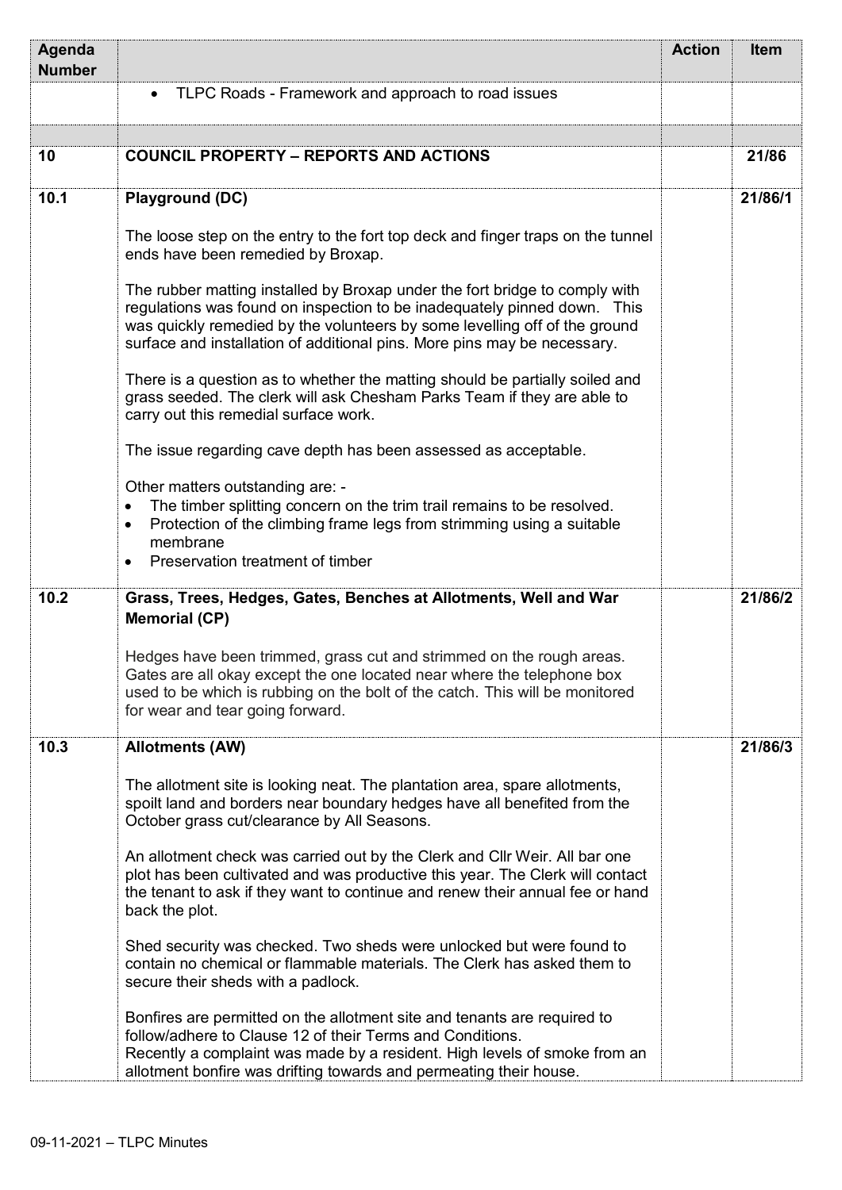| Agenda Number | | Action | Item |
|---|---|---|---|
| | • TLPC Roads - Framework and approach to road issues | | |
| | | | |
| 10 | **COUNCIL PROPERTY – REPORTS AND ACTIONS** | | 21/86 |
| 10.1 | **Playground (DC)**<br><br>The loose step on the entry to the fort top deck and finger traps on the tunnel ends have been remedied by Broxap.<br><br>The rubber matting installed by Broxap under the fort bridge to comply with regulations was found on inspection to be inadequately pinned down. This was quickly remedied by the volunteers by some levelling off of the ground surface and installation of additional pins. More pins may be necessary.<br><br>There is a question as to whether the matting should be partially soiled and grass seeded. The clerk will ask Chesham Parks Team if they are able to carry out this remedial surface work.<br><br>The issue regarding cave depth has been assessed as acceptable.<br><br>Other matters outstanding are: -<br>• The timber splitting concern on the trim trail remains to be resolved.<br>• Protection of the climbing frame legs from strimming using a suitable membrane<br>• Preservation treatment of timber | | 21/86/1 |
| 10.2 | **Grass, Trees, Hedges, Gates, Benches at Allotments, Well and War Memorial (CP)**<br><br>Hedges have been trimmed, grass cut and strimmed on the rough areas. Gates are all okay except the one located near where the telephone box used to be which is rubbing on the bolt of the catch. This will be monitored for wear and tear going forward. | | 21/86/2 |
| 10.3 | **Allotments (AW)**<br><br>The allotment site is looking neat. The plantation area, spare allotments, spoilt land and borders near boundary hedges have all benefited from the October grass cut/clearance by All Seasons.<br><br>An allotment check was carried out by the Clerk and Cllr Weir. All bar one plot has been cultivated and was productive this year. The Clerk will contact the tenant to ask if they want to continue and renew their annual fee or hand back the plot.<br><br>Shed security was checked. Two sheds were unlocked but were found to contain no chemical or flammable materials. The Clerk has asked them to secure their sheds with a padlock.<br><br>Bonfires are permitted on the allotment site and tenants are required to follow/adhere to Clause 12 of their Terms and Conditions.<br>Recently a complaint was made by a resident. High levels of smoke from an allotment bonfire was drifting towards and permeating their house. | | 21/86/3 |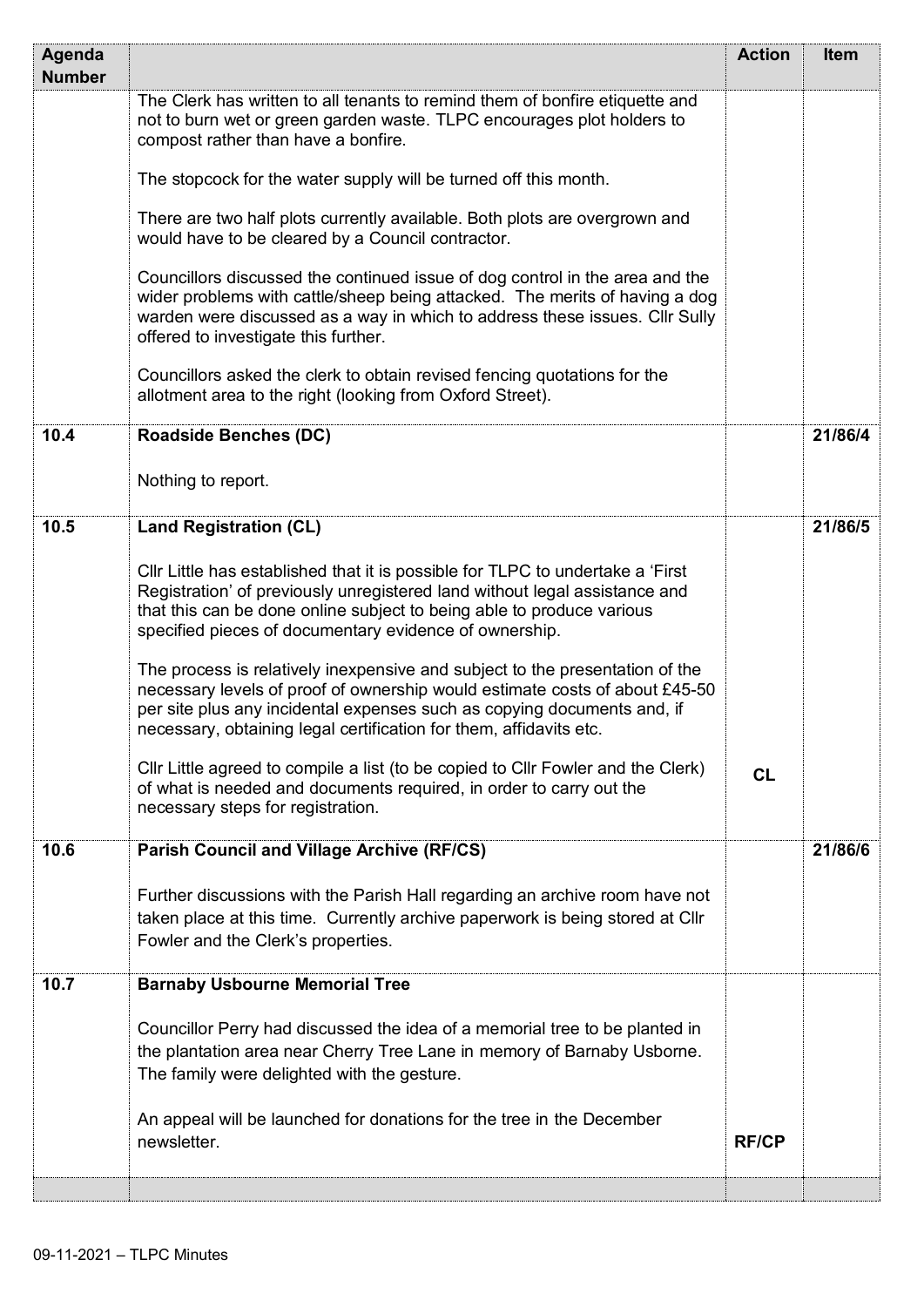| Agenda Number | | Action | Item |
|---|---|---|---|
| | The Clerk has written to all tenants to remind them of bonfire etiquette and not to burn wet or green garden waste. TLPC encourages plot holders to compost rather than have a bonfire.<br><br>The stopcock for the water supply will be turned off this month.<br><br>There are two half plots currently available. Both plots are overgrown and would have to be cleared by a Council contractor.<br><br>Councillors discussed the continued issue of dog control in the area and the wider problems with cattle/sheep being attacked. The merits of having a dog warden were discussed as a way in which to address these issues. Cllr Sully offered to investigate this further.<br><br>Councillors asked the clerk to obtain revised fencing quotations for the allotment area to the right (looking from Oxford Street). | | |
| **10.4** | **Roadside Benches (DC)**<br><br>Nothing to report. | | **21/86/4** |
| **10.5** | **Land Registration (CL)**<br><br>Cllr Little has established that it is possible for TLPC to undertake a 'First Registration' of previously unregistered land without legal assistance and that this can be done online subject to being able to produce various specified pieces of documentary evidence of ownership.<br><br>The process is relatively inexpensive and subject to the presentation of the necessary levels of proof of ownership would estimate costs of about £45-50 per site plus any incidental expenses such as copying documents and, if necessary, obtaining legal certification for them, affidavits etc.<br><br>Cllr Little agreed to compile a list (to be copied to Cllr Fowler and the Clerk) of what is needed and documents required, in order to carry out the necessary steps for registration. | **CL** | **21/86/5** |
| **10.6** | **Parish Council and Village Archive (RF/CS)**<br><br>Further discussions with the Parish Hall regarding an archive room have not taken place at this time. Currently archive paperwork is being stored at Cllr Fowler and the Clerk's properties. | | **21/86/6** |
| **10.7** | **Barnaby Usbourne Memorial Tree**<br><br>Councillor Perry had discussed the idea of a memorial tree to be planted in the plantation area near Cherry Tree Lane in memory of Barnaby Usborne. The family were delighted with the gesture.<br><br>An appeal will be launched for donations for the tree in the December newsletter. | **RF/CP** | |
| | | | |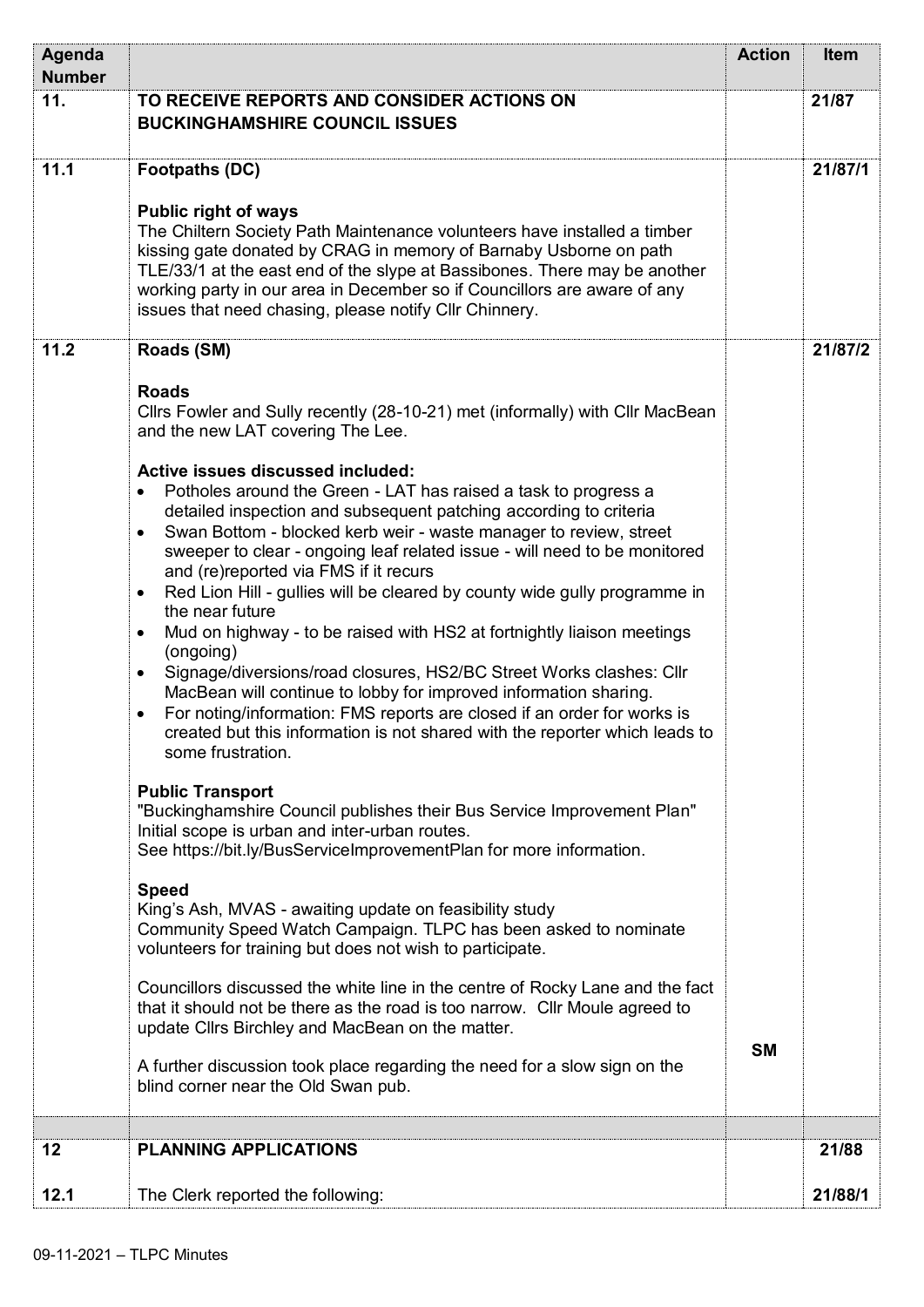| Agenda Number | | Action | Item |
|---|---|---|---|
| **11.** | **TO RECEIVE REPORTS AND CONSIDER ACTIONS ON BUCKINGHAMSHIRE COUNCIL ISSUES** | | **21/87** |
| **11.1** | **Footpaths (DC)**<br><br>**Public right of ways**<br>The Chiltern Society Path Maintenance volunteers have installed a timber kissing gate donated by CRAG in memory of Barnaby Usborne on path TLE/33/1 at the east end of the slype at Bassibones. There may be another working party in our area in December so if Councillors are aware of any issues that need chasing, please notify Cllr Chinnery. | | **21/87/1** |
| **11.2** | **Roads (SM)**<br><br>**Roads**<br>Cllrs Fowler and Sully recently (28-10-21) met (informally) with Cllr MacBean and the new LAT covering The Lee.<br><br>**Active issues discussed included:**<br>• Potholes around the Green - LAT has raised a task to progress a detailed inspection and subsequent patching according to criteria<br>• Swan Bottom - blocked kerb weir - waste manager to review, street sweeper to clear - ongoing leaf related issue - will need to be monitored and (re)reported via FMS if it recurs<br>• Red Lion Hill - gullies will be cleared by county wide gully programme in the near future<br>• Mud on highway - to be raised with HS2 at fortnightly liaison meetings (ongoing)<br>• Signage/diversions/road closures, HS2/BC Street Works clashes: Cllr MacBean will continue to lobby for improved information sharing.<br>• For noting/information: FMS reports are closed if an order for works is created but this information is not shared with the reporter which leads to some frustration.<br><br>**Public Transport**<br>"Buckinghamshire Council publishes their Bus Service Improvement Plan" Initial scope is urban and inter-urban routes.<br>See https://bit.ly/BusServiceImprovementPlan for more information.<br><br>**Speed**<br>King's Ash, MVAS - awaiting update on feasibility study<br>Community Speed Watch Campaign. TLPC has been asked to nominate volunteers for training but does not wish to participate.<br><br>Councillors discussed the white line in the centre of Rocky Lane and the fact that it should not be there as the road is too narrow. Cllr Moule agreed to update Cllrs Birchley and MacBean on the matter.<br><br>A further discussion took place regarding the need for a slow sign on the blind corner near the Old Swan pub. | **SM** | **21/87/2** |
| | | | |
| **12** | **PLANNING APPLICATIONS** | | **21/88** |
| **12.1** | The Clerk reported the following: | | **21/88/1** |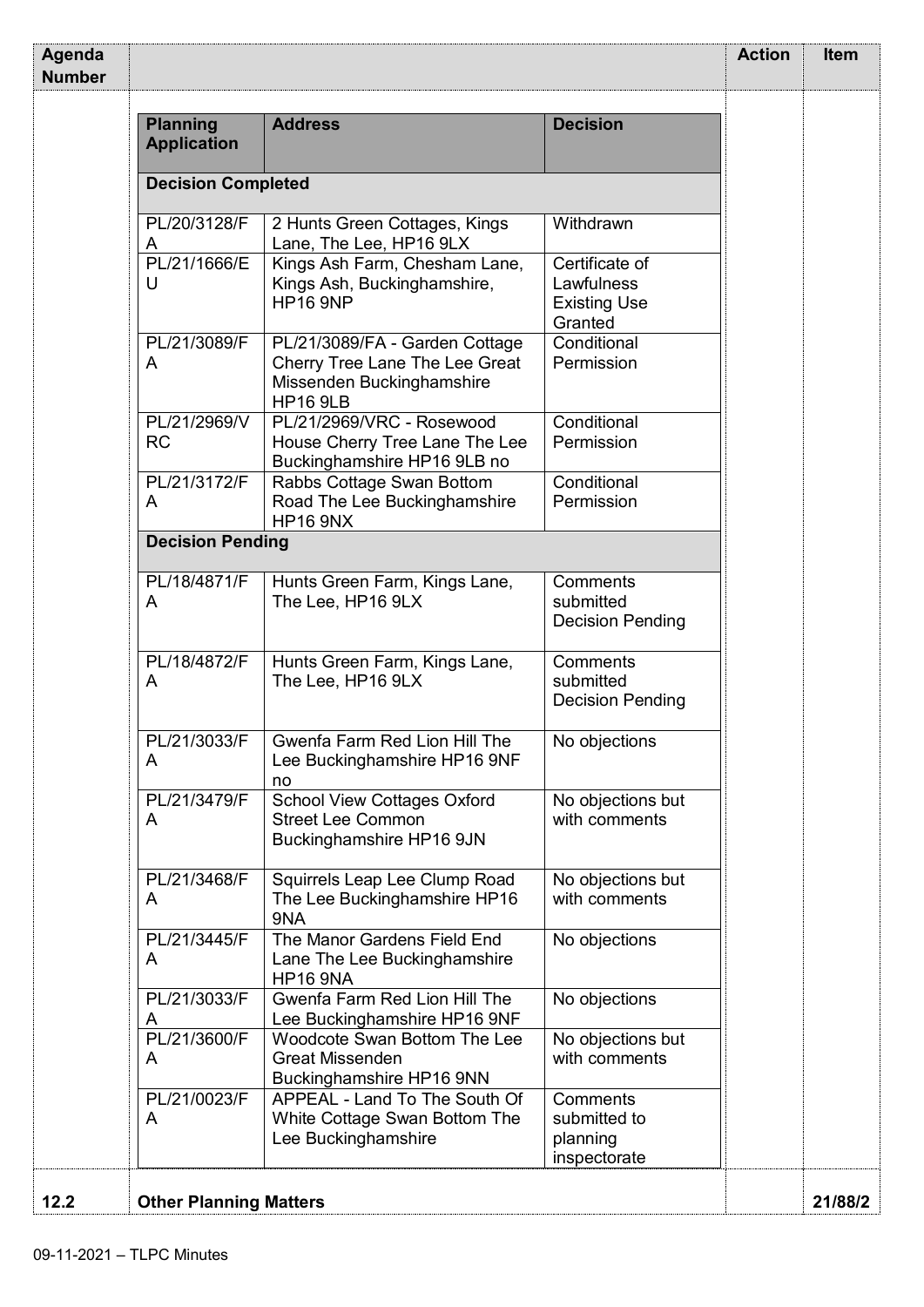| Agenda Number | | Action | Item |
|---|---|---|---|

| Planning Application | Address | Decision |
|---|---|---|
| **Decision Completed** | | |
| PL/20/3128/FA | 2 Hunts Green Cottages, Kings Lane, The Lee, HP16 9LX | Withdrawn |
| PL/21/1666/EU | Kings Ash Farm, Chesham Lane, Kings Ash, Buckinghamshire, HP16 9NP | Certificate of Lawfulness Existing Use Granted |
| PL/21/3089/FA | PL/21/3089/FA - Garden Cottage Cherry Tree Lane The Lee Great Missenden Buckinghamshire HP16 9LB | Conditional Permission |
| PL/21/2969/VRC | PL/21/2969/VRC - Rosewood House Cherry Tree Lane The Lee Buckinghamshire HP16 9LB no | Conditional Permission |
| PL/21/3172/FA | Rabbs Cottage Swan Bottom Road The Lee Buckinghamshire HP16 9NX | Conditional Permission |
| **Decision Pending** | | |
| PL/18/4871/FA | Hunts Green Farm, Kings Lane, The Lee, HP16 9LX | Comments submitted Decision Pending |
| PL/18/4872/FA | Hunts Green Farm, Kings Lane, The Lee, HP16 9LX | Comments submitted Decision Pending |
| PL/21/3033/FA | Gwenfa Farm Red Lion Hill The Lee Buckinghamshire HP16 9NF no | No objections |
| PL/21/3479/FA | School View Cottages Oxford Street Lee Common Buckinghamshire HP16 9JN | No objections but with comments |
| PL/21/3468/FA | Squirrels Leap Lee Clump Road The Lee Buckinghamshire HP16 9NA | No objections but with comments |
| PL/21/3445/FA | The Manor Gardens Field End Lane The Lee Buckinghamshire HP16 9NA | No objections |
| PL/21/3033/FA | Gwenfa Farm Red Lion Hill The Lee Buckinghamshire HP16 9NF | No objections |
| PL/21/3600/FA | Woodcote Swan Bottom The Lee Great Missenden Buckinghamshire HP16 9NN | No objections but with comments |
| PL/21/0023/FA | APPEAL - Land To The South Of White Cottage Swan Bottom The Lee Buckinghamshire | Comments submitted to planning inspectorate |

| 12.2 | **Other Planning Matters** | | 21/88/2 |
|---|---|---|---|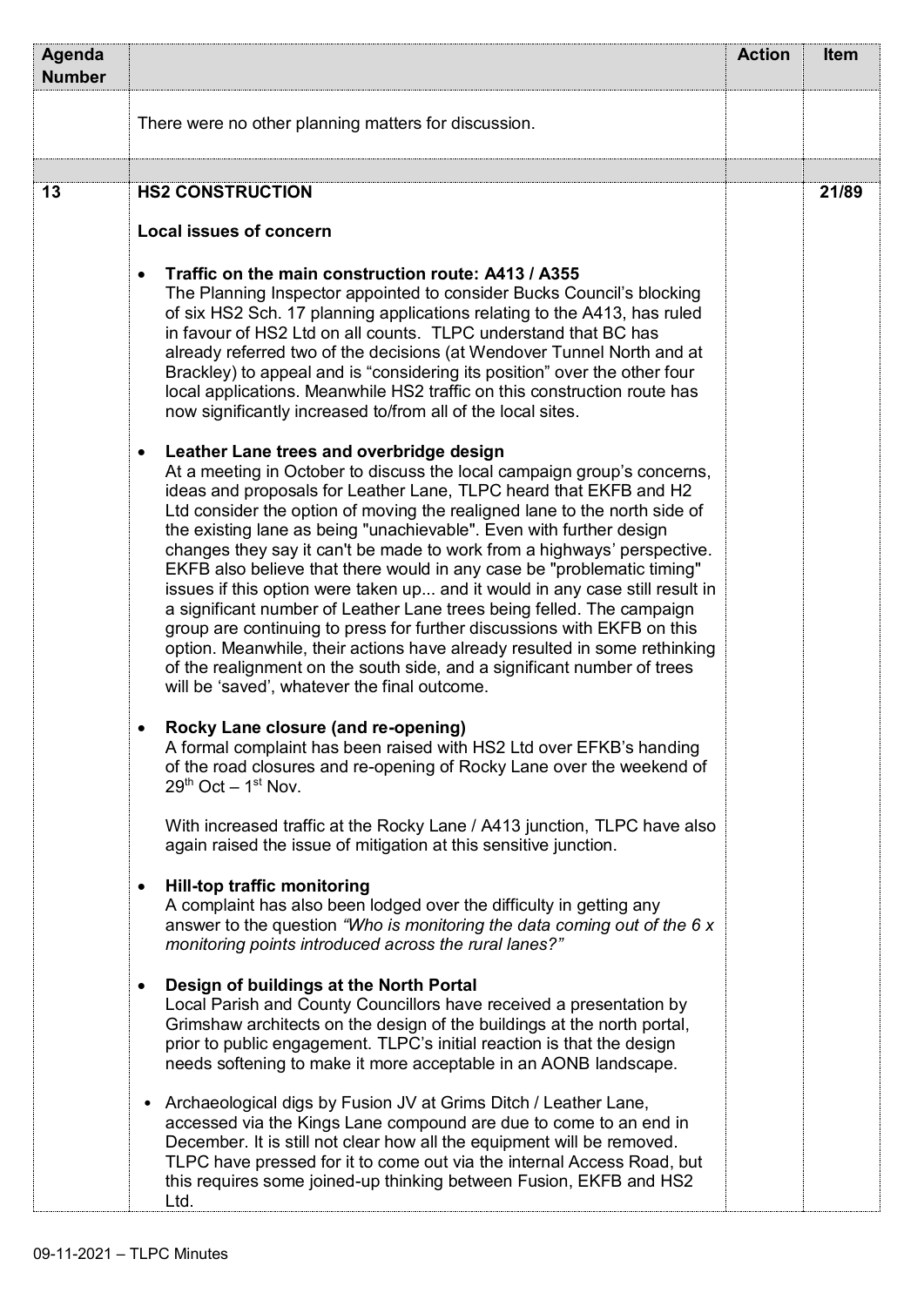| Agenda Number | | Action | Item |
|---|---|---|---|
| | There were no other planning matters for discussion. | | |
| | | | |
| 13 | **HS2 CONSTRUCTION**<br><br>**Local issues of concern**<br><br>• **Traffic on the main construction route: A413 / A355**<br>The Planning Inspector appointed to consider Bucks Council's blocking of six HS2 Sch. 17 planning applications relating to the A413, has ruled in favour of HS2 Ltd on all counts. TLPC understand that BC has already referred two of the decisions (at Wendover Tunnel North and at Brackley) to appeal and is "considering its position" over the other four local applications. Meanwhile HS2 traffic on this construction route has now significantly increased to/from all of the local sites.<br><br>• **Leather Lane trees and overbridge design**<br>At a meeting in October to discuss the local campaign group's concerns, ideas and proposals for Leather Lane, TLPC heard that EKFB and H2 Ltd consider the option of moving the realigned lane to the north side of the existing lane as being "unachievable". Even with further design changes they say it can't be made to work from a highways' perspective. EKFB also believe that there would in any case be "problematic timing" issues if this option were taken up... and it would in any case still result in a significant number of Leather Lane trees being felled. The campaign group are continuing to press for further discussions with EKFB on this option. Meanwhile, their actions have already resulted in some rethinking of the realignment on the south side, and a significant number of trees will be 'saved', whatever the final outcome.<br><br>• **Rocky Lane closure (and re-opening)**<br>A formal complaint has been raised with HS2 Ltd over EFKB's handing of the road closures and re-opening of Rocky Lane over the weekend of 29th Oct – 1st Nov.<br><br>With increased traffic at the Rocky Lane / A413 junction, TLPC have also again raised the issue of mitigation at this sensitive junction.<br><br>• **Hill-top traffic monitoring**<br>A complaint has also been lodged over the difficulty in getting any answer to the question *"Who is monitoring the data coming out of the 6 x monitoring points introduced across the rural lanes?"*<br><br>• **Design of buildings at the North Portal**<br>Local Parish and County Councillors have received a presentation by Grimshaw architects on the design of the buildings at the north portal, prior to public engagement. TLPC's initial reaction is that the design needs softening to make it more acceptable in an AONB landscape.<br><br>• Archaeological digs by Fusion JV at Grims Ditch / Leather Lane, accessed via the Kings Lane compound are due to come to an end in December. It is still not clear how all the equipment will be removed. TLPC have pressed for it to come out via the internal Access Road, but this requires some joined-up thinking between Fusion, EKFB and HS2 Ltd. | | 21/89 |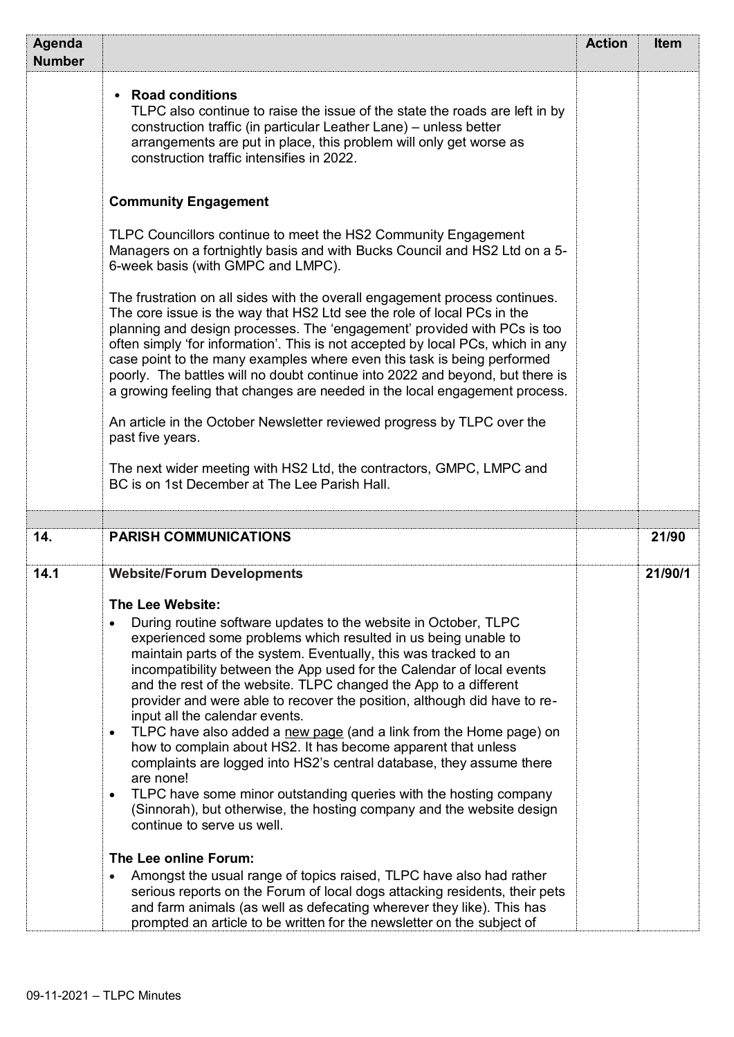| Agenda Number | | Action | Item |
|---|---|---|---|
| | • **Road conditions**<br>TLPC also continue to raise the issue of the state the roads are left in by construction traffic (in particular Leather Lane) – unless better arrangements are put in place, this problem will only get worse as construction traffic intensifies in 2022.<br><br>**Community Engagement**<br><br>TLPC Councillors continue to meet the HS2 Community Engagement Managers on a fortnightly basis and with Bucks Council and HS2 Ltd on a 5-6-week basis (with GMPC and LMPC).<br><br>The frustration on all sides with the overall engagement process continues. The core issue is the way that HS2 Ltd see the role of local PCs in the planning and design processes. The 'engagement' provided with PCs is too often simply 'for information'. This is not accepted by local PCs, which in any case point to the many examples where even this task is being performed poorly. The battles will no doubt continue into 2022 and beyond, but there is a growing feeling that changes are needed in the local engagement process.<br><br>An article in the October Newsletter reviewed progress by TLPC over the past five years.<br><br>The next wider meeting with HS2 Ltd, the contractors, GMPC, LMPC and BC is on 1st December at The Lee Parish Hall. | | |
| | | | |
| **14.** | **PARISH COMMUNICATIONS** | | **21/90** |
| **14.1** | **Website/Forum Developments**<br><br>**The Lee Website:**<br>• During routine software updates to the website in October, TLPC experienced some problems which resulted in us being unable to maintain parts of the system. Eventually, this was tracked to an incompatibility between the App used for the Calendar of local events and the rest of the website. TLPC changed the App to a different provider and were able to recover the position, although did have to re-input all the calendar events.<br>• TLPC have also added a new page (and a link from the Home page) on how to complain about HS2. It has become apparent that unless complaints are logged into HS2's central database, they assume there are none!<br>• TLPC have some minor outstanding queries with the hosting company (Sinnorah), but otherwise, the hosting company and the website design continue to serve us well.<br><br>**The Lee online Forum:**<br>• Amongst the usual range of topics raised, TLPC have also had rather serious reports on the Forum of local dogs attacking residents, their pets and farm animals (as well as defecating wherever they like). This has prompted an article to be written for the newsletter on the subject of | | **21/90/1** |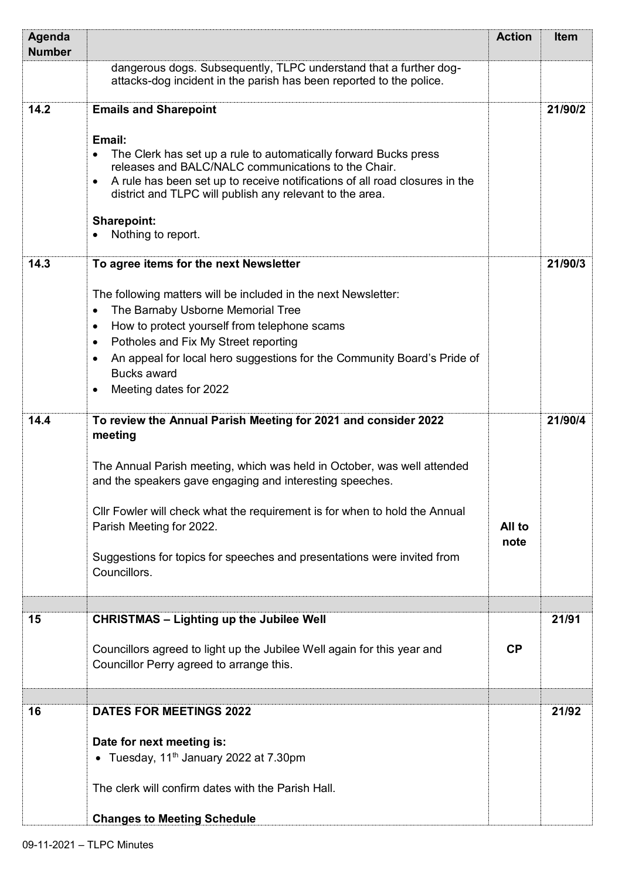| Agenda Number | | Action | Item |
|---|---|---|---|
| | dangerous dogs. Subsequently, TLPC understand that a further dog-attacks-dog incident in the parish has been reported to the police. | | |
| 14.2 | **Emails and Sharepoint**<br><br>**Email:**<br>• The Clerk has set up a rule to automatically forward Bucks press releases and BALC/NALC communications to the Chair.<br>• A rule has been set up to receive notifications of all road closures in the district and TLPC will publish any relevant to the area.<br><br>**Sharepoint:**<br>• Nothing to report. | | 21/90/2 |
| 14.3 | **To agree items for the next Newsletter**<br><br>The following matters will be included in the next Newsletter:<br>• The Barnaby Usborne Memorial Tree<br>• How to protect yourself from telephone scams<br>• Potholes and Fix My Street reporting<br>• An appeal for local hero suggestions for the Community Board's Pride of Bucks award<br>• Meeting dates for 2022 | | 21/90/3 |
| 14.4 | **To review the Annual Parish Meeting for 2021 and consider 2022 meeting**<br><br>The Annual Parish meeting, which was held in October, was well attended and the speakers gave engaging and interesting speeches.<br><br>Cllr Fowler will check what the requirement is for when to hold the Annual Parish Meeting for 2022.<br><br>Suggestions for topics for speeches and presentations were invited from Councillors. | **All to note** | 21/90/4 |
| | | | |
| 15 | **CHRISTMAS – Lighting up the Jubilee Well**<br><br>Councillors agreed to light up the Jubilee Well again for this year and Councillor Perry agreed to arrange this. | **CP** | 21/91 |
| | | | |
| 16 | **DATES FOR MEETINGS 2022**<br><br>**Date for next meeting is:**<br>• Tuesday, 11th January 2022 at 7.30pm<br><br>The clerk will confirm dates with the Parish Hall.<br><br>**Changes to Meeting Schedule** | | 21/92 |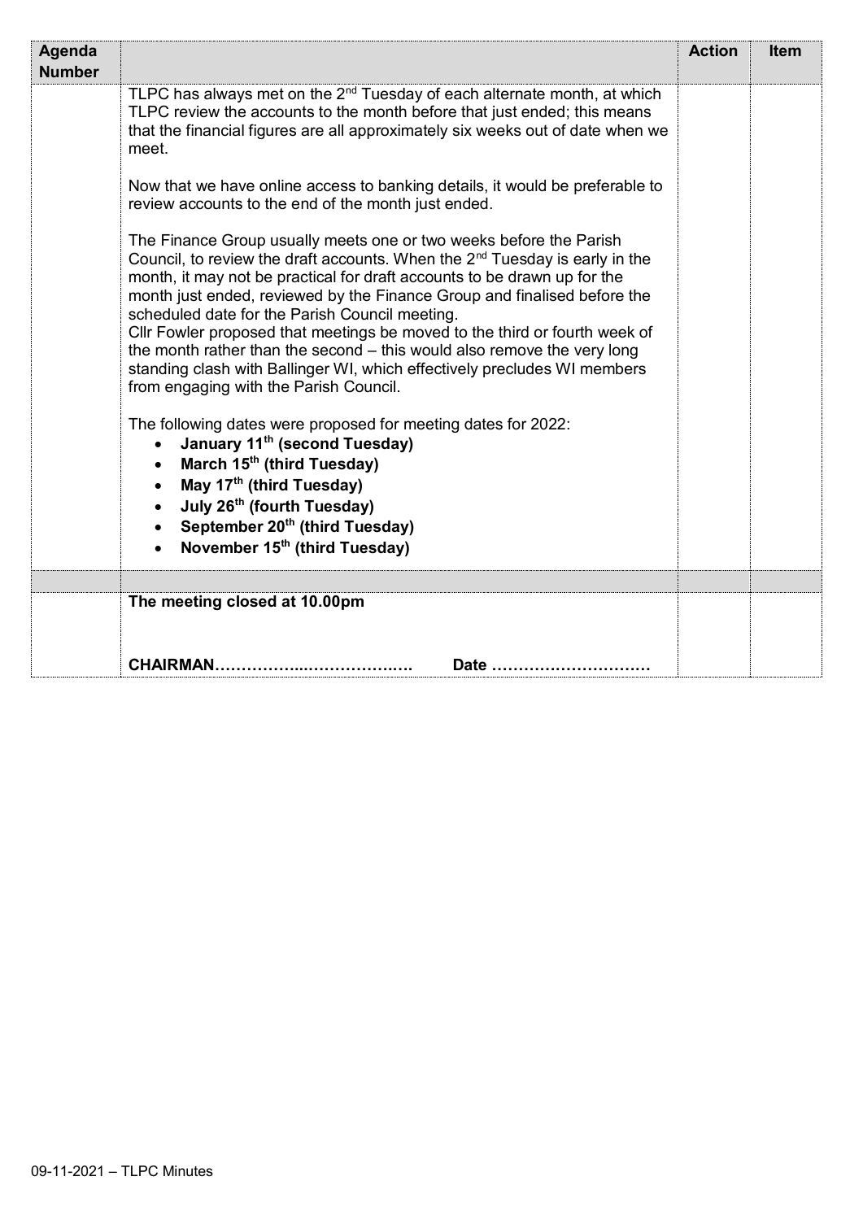| Agenda Number | | Action | Item |
|---|---|---|---|
| | TLPC has always met on the 2nd Tuesday of each alternate month, at which TLPC review the accounts to the month before that just ended; this means that the financial figures are all approximately six weeks out of date when we meet.<br><br>Now that we have online access to banking details, it would be preferable to review accounts to the end of the month just ended.<br><br>The Finance Group usually meets one or two weeks before the Parish Council, to review the draft accounts. When the 2nd Tuesday is early in the month, it may not be practical for draft accounts to be drawn up for the month just ended, reviewed by the Finance Group and finalised before the scheduled date for the Parish Council meeting.<br>Cllr Fowler proposed that meetings be moved to the third or fourth week of the month rather than the second – this would also remove the very long standing clash with Ballinger WI, which effectively precludes WI members from engaging with the Parish Council.<br><br>The following dates were proposed for meeting dates for 2022:<br>• **January 11th (second Tuesday)**<br>• **March 15th (third Tuesday)**<br>• **May 17th (third Tuesday)**<br>• **July 26th (fourth Tuesday)**<br>• **September 20th (third Tuesday)**<br>• **November 15th (third Tuesday)** | | |
| | | | |
| | **The meeting closed at 10.00pm**<br><br><br>**CHAIRMAN……………..………………. Date …………………………** | | |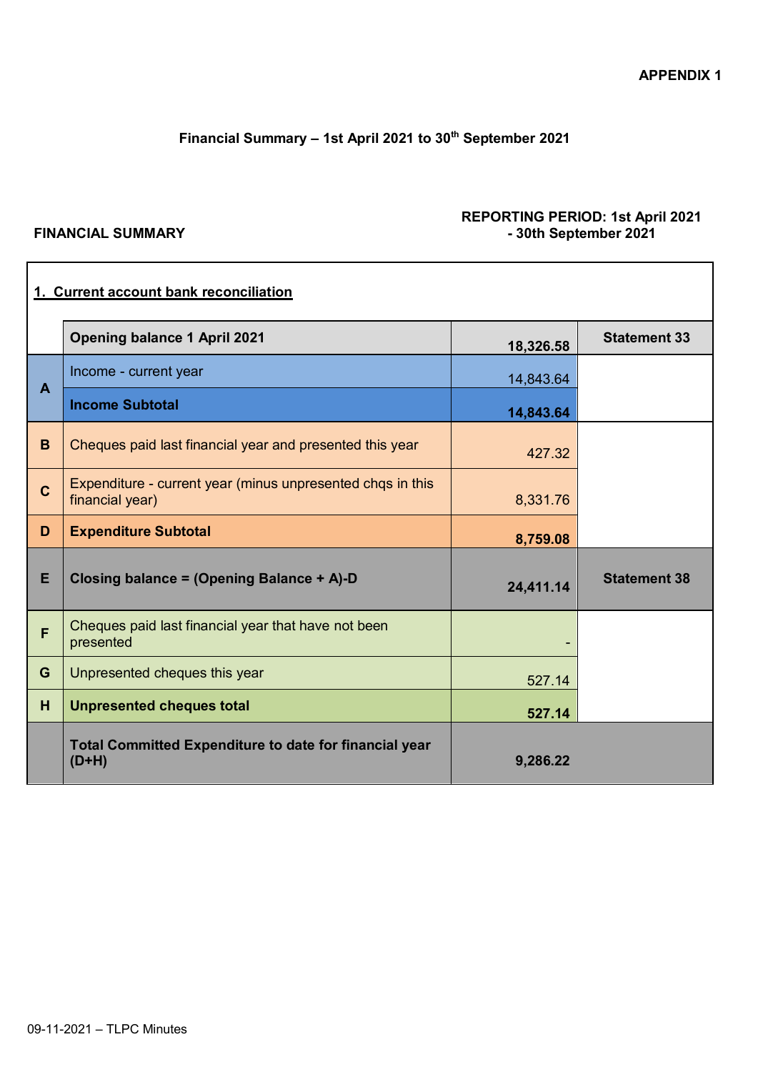**APPENDIX 1**

**Financial Summary – 1st April 2021 to 30th September 2021**

**FINANCIAL SUMMARY**

**REPORTING PERIOD: 1st April 2021 - 30th September 2021**

**1. Current account bank reconciliation**

| | | | |
|---|---|---|---|
| | **Opening balance 1 April 2021** | **18,326.58** | **Statement 33** |
| A | Income - current year | 14,843.64 | |
| | **Income Subtotal** | **14,843.64** | |
| B | Cheques paid last financial year and presented this year | 427.32 | |
| C | Expenditure - current year (minus unpresented chqs in this financial year) | 8,331.76 | |
| D | **Expenditure Subtotal** | **8,759.08** | |
| E | **Closing balance = (Opening Balance + A)-D** | **24,411.14** | **Statement 38** |
| F | Cheques paid last financial year that have not been presented | - | |
| G | Unpresented cheques this year | 527.14 | |
| H | **Unpresented cheques total** | **527.14** | |
| | **Total Committed Expenditure to date for financial year (D+H)** | **9,286.22** | |

09-11-2021 – TLPC Minutes